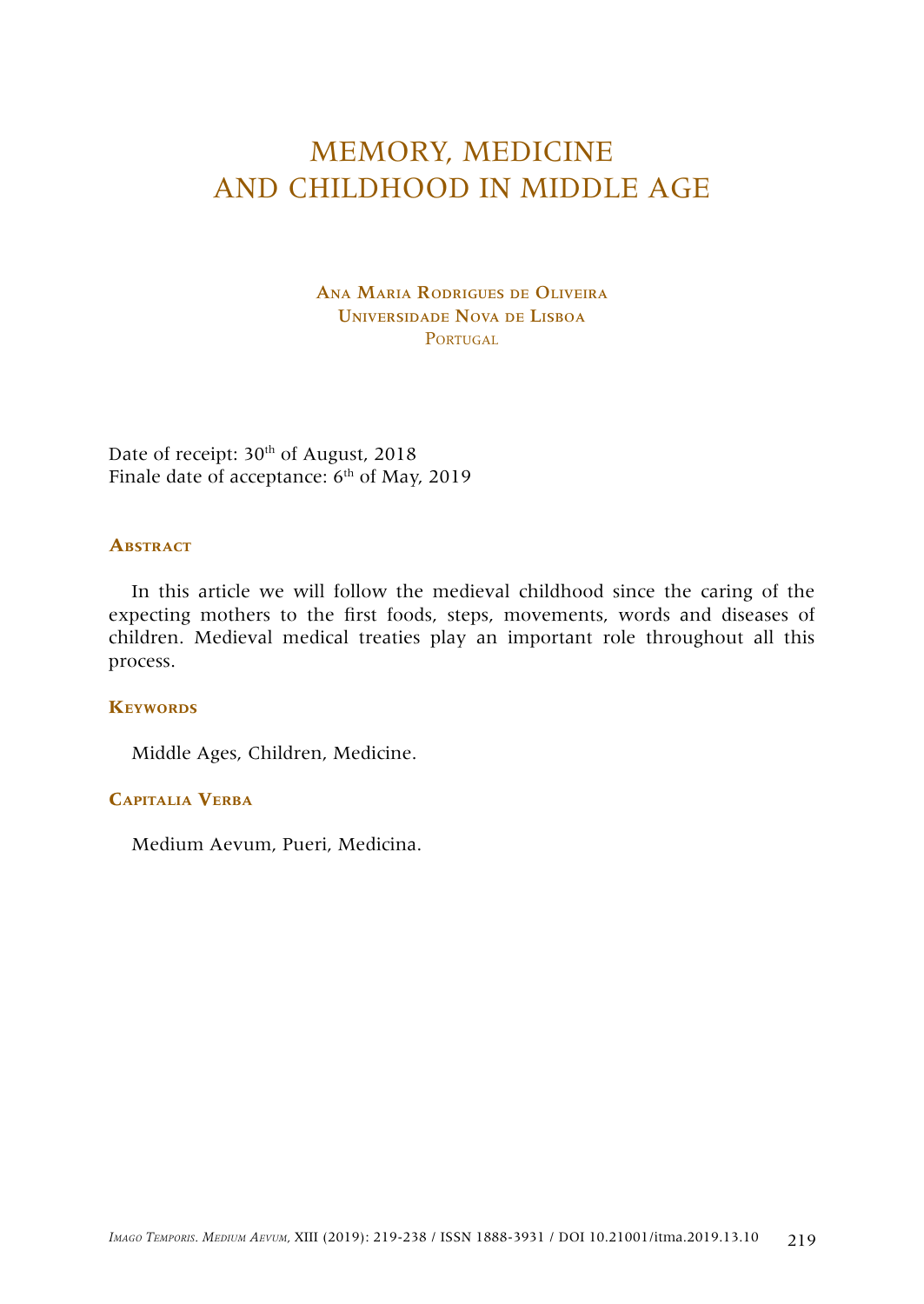# MEMORY, MEDICINE AND CHILDHOOD IN MIDDLE AGE

**Ana Maria Rodrigues de Oliveira**
**Universidade Nova de Lisboa**
Portugal

Date of receipt: 30th of August, 2018
Finale date of acceptance: 6th of May, 2019

## Abstract

In this article we will follow the medieval childhood since the caring of the expecting mothers to the first foods, steps, movements, words and diseases of children. Medieval medical treaties play an important role throughout all this process.

## Keywords

Middle Ages, Children, Medicine.

## Capitalia Verba

Medium Aevum, Pueri, Medicina.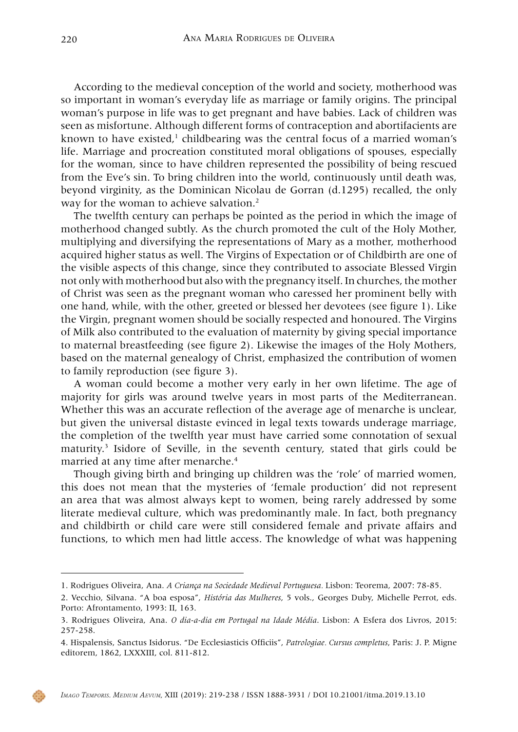According to the medieval conception of the world and society, motherhood was so important in woman's everyday life as marriage or family origins. The principal woman's purpose in life was to get pregnant and have babies. Lack of children was seen as misfortune. Although different forms of contraception and abortifacients are known to have existed,[1] childbearing was the central focus of a married woman's life. Marriage and procreation constituted moral obligations of spouses, especially for the woman, since to have children represented the possibility of being rescued from the Eve's sin. To bring children into the world, continuously until death was, beyond virginity, as the Dominican Nicolau de Gorran (d.1295) recalled, the only way for the woman to achieve salvation.[2]

The twelfth century can perhaps be pointed as the period in which the image of motherhood changed subtly. As the church promoted the cult of the Holy Mother, multiplying and diversifying the representations of Mary as a mother, motherhood acquired higher status as well. The Virgins of Expectation or of Childbirth are one of the visible aspects of this change, since they contributed to associate Blessed Virgin not only with motherhood but also with the pregnancy itself. In churches, the mother of Christ was seen as the pregnant woman who caressed her prominent belly with one hand, while, with the other, greeted or blessed her devotees (see figure 1). Like the Virgin, pregnant women should be socially respected and honoured. The Virgins of Milk also contributed to the evaluation of maternity by giving special importance to maternal breastfeeding (see figure 2). Likewise the images of the Holy Mothers, based on the maternal genealogy of Christ, emphasized the contribution of women to family reproduction (see figure 3).

A woman could become a mother very early in her own lifetime. The age of majority for girls was around twelve years in most parts of the Mediterranean. Whether this was an accurate reflection of the average age of menarche is unclear, but given the universal distaste evinced in legal texts towards underage marriage, the completion of the twelfth year must have carried some connotation of sexual maturity.[3] Isidore of Seville, in the seventh century, stated that girls could be married at any time after menarche.[4]

Though giving birth and bringing up children was the 'role' of married women, this does not mean that the mysteries of 'female production' did not represent an area that was almost always kept to women, being rarely addressed by some literate medieval culture, which was predominantly male. In fact, both pregnancy and childbirth or child care were still considered female and private affairs and functions, to which men had little access. The knowledge of what was happening

---

1. Rodrigues Oliveira, Ana. *A Criança na Sociedade Medieval Portuguesa*. Lisbon: Teorema, 2007: 78-85.

2. Vecchio, Silvana. "A boa esposa", *História das Mulheres*, 5 vols., Georges Duby, Michelle Perrot, eds. Porto: Afrontamento, 1993: II, 163.

3. Rodrigues Oliveira, Ana. *O dia-a-dia em Portugal na Idade Média*. Lisbon: A Esfera dos Livros, 2015: 257-258.

4. Hispalensis, Sanctus Isidorus. "De Ecclesiasticis Officiis", *Patrologiae. Cursus completus*, Paris: J. P. Migne editorem, 1862, LXXXIII, col. 811-812.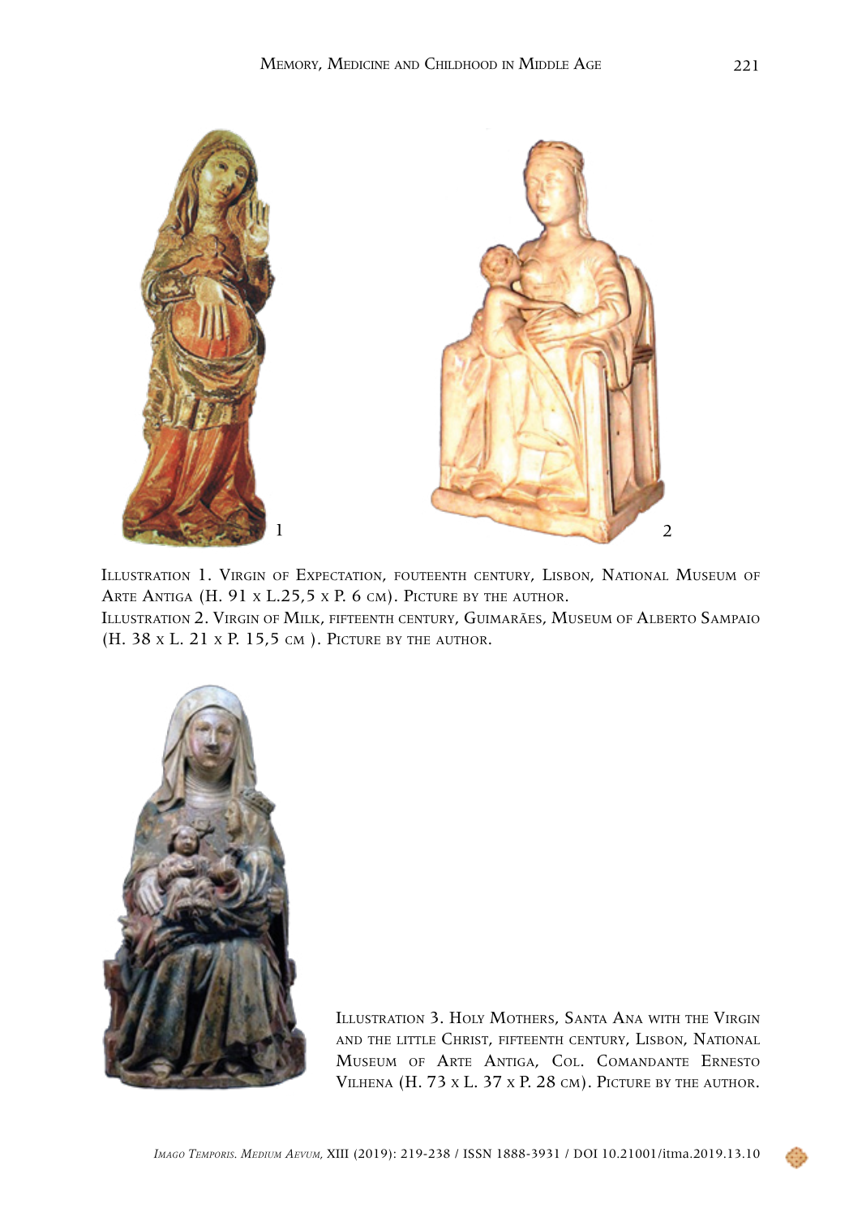Illustration 1. Virgin of Expectation, fouteenth century, Lisbon, National Museum of Arte Antiga (H. 91 x L.25,5 x P. 6 cm). Picture by the author.
Illustration 2. Virgin of Milk, fifteenth century, Guimarães, Museum of Alberto Sampaio (H. 38 x L. 21 x P. 15,5 cm ). Picture by the author.

Illustration 3. Holy Mothers, Santa Ana with the Virgin and the little Christ, fifteenth century, Lisbon, National Museum of Arte Antiga, Col. Comandante Ernesto Vilhena (H. 73 x L. 37 x P. 28 cm). Picture by the author.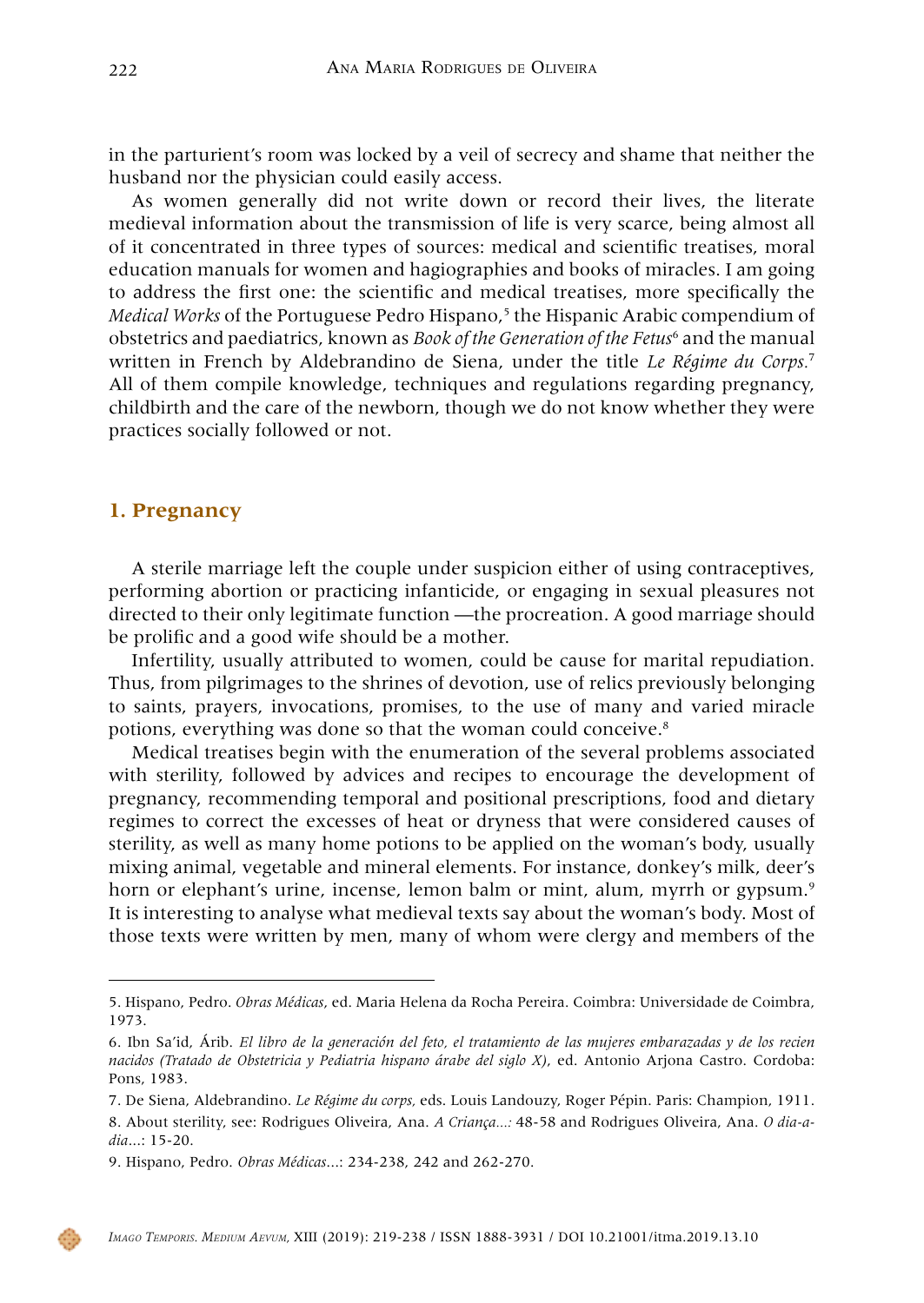in the parturient's room was locked by a veil of secrecy and shame that neither the husband nor the physician could easily access.

As women generally did not write down or record their lives, the literate medieval information about the transmission of life is very scarce, being almost all of it concentrated in three types of sources: medical and scientific treatises, moral education manuals for women and hagiographies and books of miracles. I am going to address the first one: the scientific and medical treatises, more specifically the *Medical Works* of the Portuguese Pedro Hispano,[5] the Hispanic Arabic compendium of obstetrics and paediatrics, known as *Book of the Generation of the Fetus*[6] and the manual written in French by Aldebrandino de Siena, under the title *Le Régime du Corps.*[7] All of them compile knowledge, techniques and regulations regarding pregnancy, childbirth and the care of the newborn, though we do not know whether they were practices socially followed or not.

## 1. Pregnancy

A sterile marriage left the couple under suspicion either of using contraceptives, performing abortion or practicing infanticide, or engaging in sexual pleasures not directed to their only legitimate function —the procreation. A good marriage should be prolific and a good wife should be a mother.

Infertility, usually attributed to women, could be cause for marital repudiation. Thus, from pilgrimages to the shrines of devotion, use of relics previously belonging to saints, prayers, invocations, promises, to the use of many and varied miracle potions, everything was done so that the woman could conceive.[8]

Medical treatises begin with the enumeration of the several problems associated with sterility, followed by advices and recipes to encourage the development of pregnancy, recommending temporal and positional prescriptions, food and dietary regimes to correct the excesses of heat or dryness that were considered causes of sterility, as well as many home potions to be applied on the woman's body, usually mixing animal, vegetable and mineral elements. For instance, donkey's milk, deer's horn or elephant's urine, incense, lemon balm or mint, alum, myrrh or gypsum.[9] It is interesting to analyse what medieval texts say about the woman's body. Most of those texts were written by men, many of whom were clergy and members of the

---

5. Hispano, Pedro. *Obras Médicas*, ed. Maria Helena da Rocha Pereira. Coimbra: Universidade de Coimbra, 1973.

6. Ibn Sa'id, Árib. *El libro de la generación del feto, el tratamiento de las mujeres embarazadas y de los recien nacidos (Tratado de Obstetricia y Pediatria hispano árabe del siglo X)*, ed. Antonio Arjona Castro. Cordoba: Pons, 1983.

7. De Siena, Aldebrandino. *Le Régime du corps*, eds. Louis Landouzy, Roger Pépin. Paris: Champion, 1911.

8. About sterility, see: Rodrigues Oliveira, Ana. *A Criança...*: 48-58 and Rodrigues Oliveira, Ana. *O dia-a-dia...*: 15-20.

9. Hispano, Pedro. *Obras Médicas*...: 234-238, 242 and 262-270.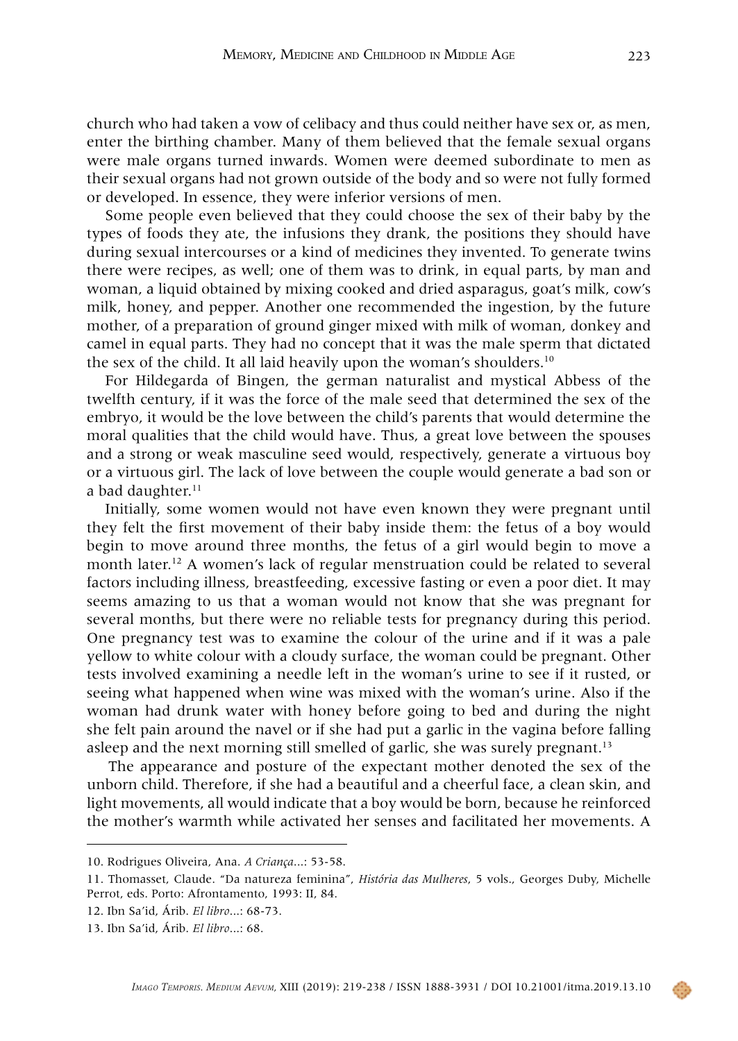church who had taken a vow of celibacy and thus could neither have sex or, as men, enter the birthing chamber. Many of them believed that the female sexual organs were male organs turned inwards. Women were deemed subordinate to men as their sexual organs had not grown outside of the body and so were not fully formed or developed. In essence, they were inferior versions of men.

Some people even believed that they could choose the sex of their baby by the types of foods they ate, the infusions they drank, the positions they should have during sexual intercourses or a kind of medicines they invented. To generate twins there were recipes, as well; one of them was to drink, in equal parts, by man and woman, a liquid obtained by mixing cooked and dried asparagus, goat's milk, cow's milk, honey, and pepper. Another one recommended the ingestion, by the future mother, of a preparation of ground ginger mixed with milk of woman, donkey and camel in equal parts. They had no concept that it was the male sperm that dictated the sex of the child. It all laid heavily upon the woman's shoulders.[10]

For Hildegarda of Bingen, the german naturalist and mystical Abbess of the twelfth century, if it was the force of the male seed that determined the sex of the embryo, it would be the love between the child's parents that would determine the moral qualities that the child would have. Thus, a great love between the spouses and a strong or weak masculine seed would, respectively, generate a virtuous boy or a virtuous girl. The lack of love between the couple would generate a bad son or a bad daughter.[11]

Initially, some women would not have even known they were pregnant until they felt the first movement of their baby inside them: the fetus of a boy would begin to move around three months, the fetus of a girl would begin to move a month later.[12] A women's lack of regular menstruation could be related to several factors including illness, breastfeeding, excessive fasting or even a poor diet. It may seems amazing to us that a woman would not know that she was pregnant for several months, but there were no reliable tests for pregnancy during this period. One pregnancy test was to examine the colour of the urine and if it was a pale yellow to white colour with a cloudy surface, the woman could be pregnant. Other tests involved examining a needle left in the woman's urine to see if it rusted, or seeing what happened when wine was mixed with the woman's urine. Also if the woman had drunk water with honey before going to bed and during the night she felt pain around the navel or if she had put a garlic in the vagina before falling asleep and the next morning still smelled of garlic, she was surely pregnant.[13]

The appearance and posture of the expectant mother denoted the sex of the unborn child. Therefore, if she had a beautiful and a cheerful face, a clean skin, and light movements, all would indicate that a boy would be born, because he reinforced the mother's warmth while activated her senses and facilitated her movements. A

---

10. Rodrigues Oliveira, Ana. *A Criança*...: 53-58.

11. Thomasset, Claude. "Da natureza feminina", *História das Mulheres*, 5 vols., Georges Duby, Michelle Perrot, eds. Porto: Afrontamento, 1993: II, 84.

12. Ibn Sa'id, Árib. *El libro*...: 68-73.

13. Ibn Sa'id, Árib. *El libro*...: 68.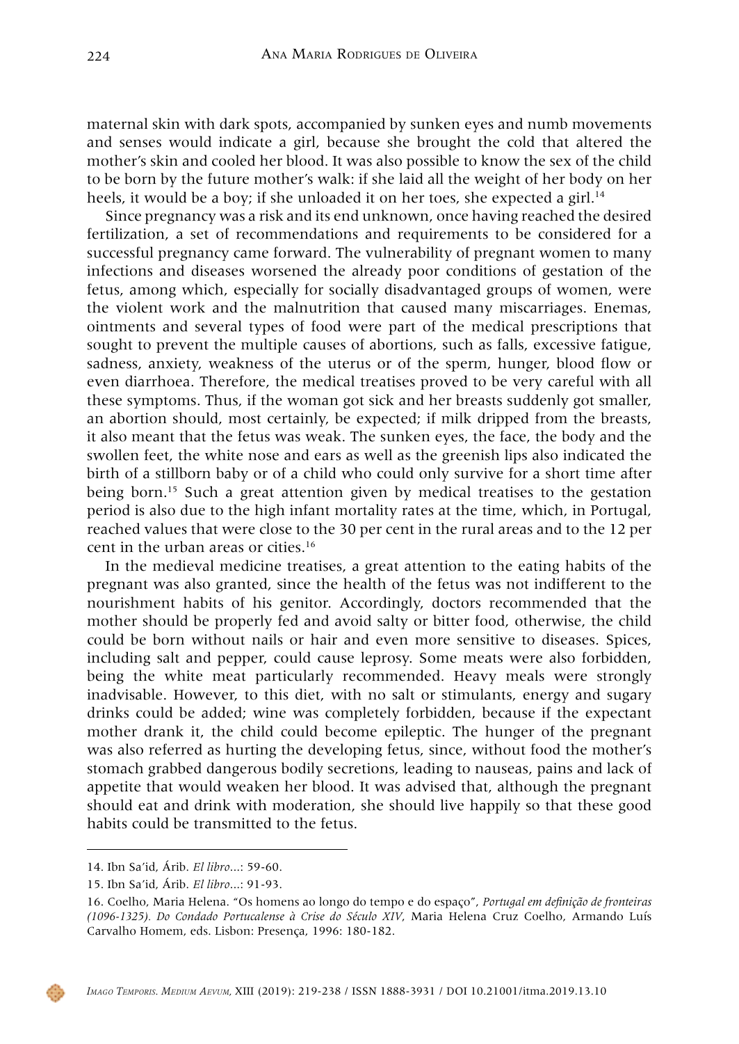maternal skin with dark spots, accompanied by sunken eyes and numb movements and senses would indicate a girl, because she brought the cold that altered the mother's skin and cooled her blood. It was also possible to know the sex of the child to be born by the future mother's walk: if she laid all the weight of her body on her heels, it would be a boy; if she unloaded it on her toes, she expected a girl.[14]

Since pregnancy was a risk and its end unknown, once having reached the desired fertilization, a set of recommendations and requirements to be considered for a successful pregnancy came forward. The vulnerability of pregnant women to many infections and diseases worsened the already poor conditions of gestation of the fetus, among which, especially for socially disadvantaged groups of women, were the violent work and the malnutrition that caused many miscarriages. Enemas, ointments and several types of food were part of the medical prescriptions that sought to prevent the multiple causes of abortions, such as falls, excessive fatigue, sadness, anxiety, weakness of the uterus or of the sperm, hunger, blood flow or even diarrhoea. Therefore, the medical treatises proved to be very careful with all these symptoms. Thus, if the woman got sick and her breasts suddenly got smaller, an abortion should, most certainly, be expected; if milk dripped from the breasts, it also meant that the fetus was weak. The sunken eyes, the face, the body and the swollen feet, the white nose and ears as well as the greenish lips also indicated the birth of a stillborn baby or of a child who could only survive for a short time after being born.[15] Such a great attention given by medical treatises to the gestation period is also due to the high infant mortality rates at the time, which, in Portugal, reached values that were close to the 30 per cent in the rural areas and to the 12 per cent in the urban areas or cities.[16]

In the medieval medicine treatises, a great attention to the eating habits of the pregnant was also granted, since the health of the fetus was not indifferent to the nourishment habits of his genitor. Accordingly, doctors recommended that the mother should be properly fed and avoid salty or bitter food, otherwise, the child could be born without nails or hair and even more sensitive to diseases. Spices, including salt and pepper, could cause leprosy. Some meats were also forbidden, being the white meat particularly recommended. Heavy meals were strongly inadvisable. However, to this diet, with no salt or stimulants, energy and sugary drinks could be added; wine was completely forbidden, because if the expectant mother drank it, the child could become epileptic. The hunger of the pregnant was also referred as hurting the developing fetus, since, without food the mother's stomach grabbed dangerous bodily secretions, leading to nauseas, pains and lack of appetite that would weaken her blood. It was advised that, although the pregnant should eat and drink with moderation, she should live happily so that these good habits could be transmitted to the fetus.

---

14. Ibn Sa'id, Árib. *El libro*...: 59-60.

15. Ibn Sa'id, Árib. *El libro*...: 91-93.

16. Coelho, Maria Helena. "Os homens ao longo do tempo e do espaço", *Portugal em definição de fronteiras (1096-1325). Do Condado Portucalense à Crise do Século XIV*, Maria Helena Cruz Coelho, Armando Luís Carvalho Homem, eds. Lisbon: Presença, 1996: 180-182.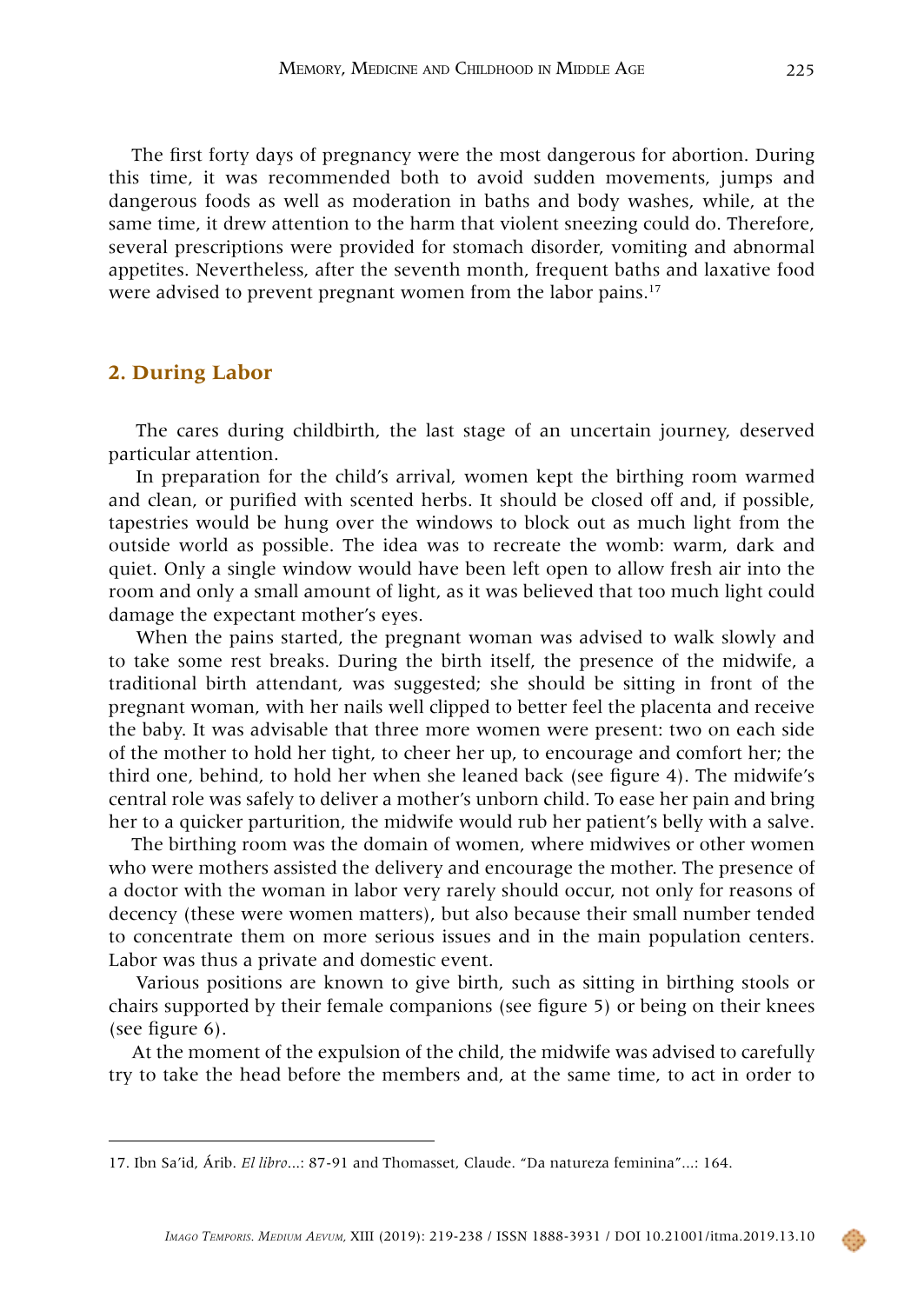The first forty days of pregnancy were the most dangerous for abortion. During this time, it was recommended both to avoid sudden movements, jumps and dangerous foods as well as moderation in baths and body washes, while, at the same time, it drew attention to the harm that violent sneezing could do. Therefore, several prescriptions were provided for stomach disorder, vomiting and abnormal appetites. Nevertheless, after the seventh month, frequent baths and laxative food were advised to prevent pregnant women from the labor pains.[17]

## 2. During Labor

The cares during childbirth, the last stage of an uncertain journey, deserved particular attention.

In preparation for the child's arrival, women kept the birthing room warmed and clean, or purified with scented herbs. It should be closed off and, if possible, tapestries would be hung over the windows to block out as much light from the outside world as possible. The idea was to recreate the womb: warm, dark and quiet. Only a single window would have been left open to allow fresh air into the room and only a small amount of light, as it was believed that too much light could damage the expectant mother's eyes.

When the pains started, the pregnant woman was advised to walk slowly and to take some rest breaks. During the birth itself, the presence of the midwife, a traditional birth attendant, was suggested; she should be sitting in front of the pregnant woman, with her nails well clipped to better feel the placenta and receive the baby. It was advisable that three more women were present: two on each side of the mother to hold her tight, to cheer her up, to encourage and comfort her; the third one, behind, to hold her when she leaned back (see figure 4). The midwife's central role was safely to deliver a mother's unborn child. To ease her pain and bring her to a quicker parturition, the midwife would rub her patient's belly with a salve.

The birthing room was the domain of women, where midwives or other women who were mothers assisted the delivery and encourage the mother. The presence of a doctor with the woman in labor very rarely should occur, not only for reasons of decency (these were women matters), but also because their small number tended to concentrate them on more serious issues and in the main population centers. Labor was thus a private and domestic event.

Various positions are known to give birth, such as sitting in birthing stools or chairs supported by their female companions (see figure 5) or being on their knees (see figure 6).

At the moment of the expulsion of the child, the midwife was advised to carefully try to take the head before the members and, at the same time, to act in order to

---

17. Ibn Sa'id, Árib. *El libro*...: 87-91 and Thomasset, Claude. "Da natureza feminina"...: 164.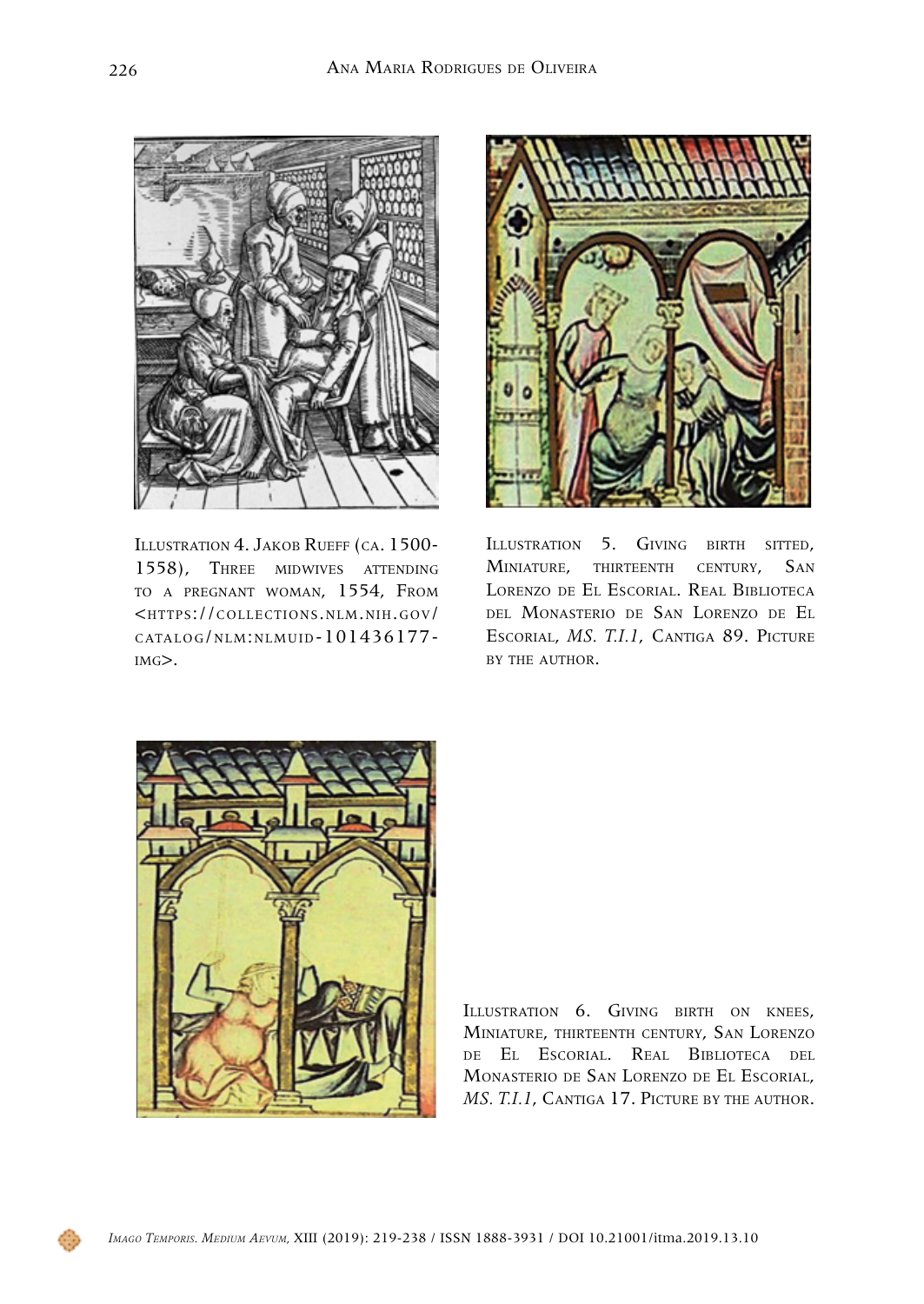Illustration 4. Jakob Rueff (ca. 1500-1558), Three midwives attending to a pregnant woman, 1554, From <https://collections.nlm.nih.gov/catalog/nlm:nlmuid-101436177-img>.

Illustration 5. Giving birth sitted, Miniature, thirteenth century, San Lorenzo de El Escorial. Real Biblioteca del Monasterio de San Lorenzo de El Escorial, *MS. T.I.1*, Cantiga 89. Picture by the author.

Illustration 6. Giving birth on knees, Miniature, thirteenth century, San Lorenzo de El Escorial. Real Biblioteca del Monasterio de San Lorenzo de El Escorial, *MS. T.I.1*, Cantiga 17. Picture by the author.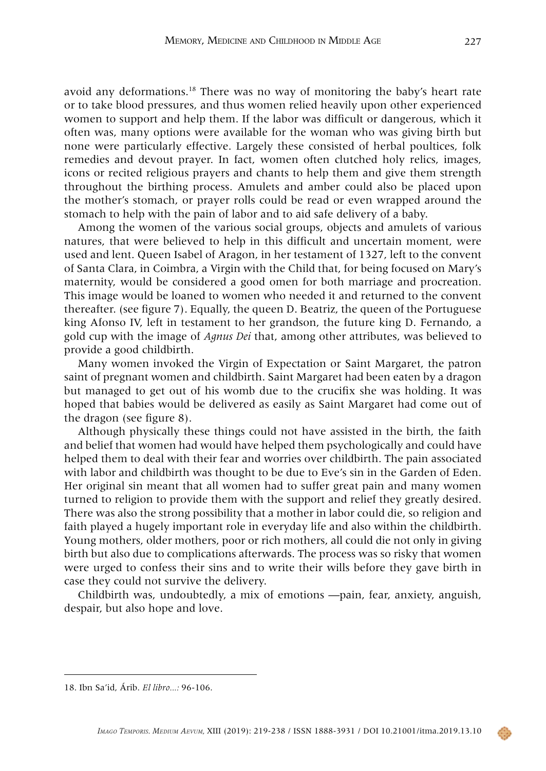avoid any deformations.[18] There was no way of monitoring the baby's heart rate or to take blood pressures, and thus women relied heavily upon other experienced women to support and help them. If the labor was difficult or dangerous, which it often was, many options were available for the woman who was giving birth but none were particularly effective. Largely these consisted of herbal poultices, folk remedies and devout prayer. In fact, women often clutched holy relics, images, icons or recited religious prayers and chants to help them and give them strength throughout the birthing process. Amulets and amber could also be placed upon the mother's stomach, or prayer rolls could be read or even wrapped around the stomach to help with the pain of labor and to aid safe delivery of a baby.

Among the women of the various social groups, objects and amulets of various natures, that were believed to help in this difficult and uncertain moment, were used and lent. Queen Isabel of Aragon, in her testament of 1327, left to the convent of Santa Clara, in Coimbra, a Virgin with the Child that, for being focused on Mary's maternity, would be considered a good omen for both marriage and procreation. This image would be loaned to women who needed it and returned to the convent thereafter. (see figure 7). Equally, the queen D. Beatriz, the queen of the Portuguese king Afonso IV, left in testament to her grandson, the future king D. Fernando, a gold cup with the image of *Agnus Dei* that, among other attributes, was believed to provide a good childbirth.

Many women invoked the Virgin of Expectation or Saint Margaret, the patron saint of pregnant women and childbirth. Saint Margaret had been eaten by a dragon but managed to get out of his womb due to the crucifix she was holding. It was hoped that babies would be delivered as easily as Saint Margaret had come out of the dragon (see figure 8).

Although physically these things could not have assisted in the birth, the faith and belief that women had would have helped them psychologically and could have helped them to deal with their fear and worries over childbirth. The pain associated with labor and childbirth was thought to be due to Eve's sin in the Garden of Eden. Her original sin meant that all women had to suffer great pain and many women turned to religion to provide them with the support and relief they greatly desired. There was also the strong possibility that a mother in labor could die, so religion and faith played a hugely important role in everyday life and also within the childbirth. Young mothers, older mothers, poor or rich mothers, all could die not only in giving birth but also due to complications afterwards. The process was so risky that women were urged to confess their sins and to write their wills before they gave birth in case they could not survive the delivery.

Childbirth was, undoubtedly, a mix of emotions —pain, fear, anxiety, anguish, despair, but also hope and love.

---

18. Ibn Sa'id, Árib. *El libro...:* 96-106.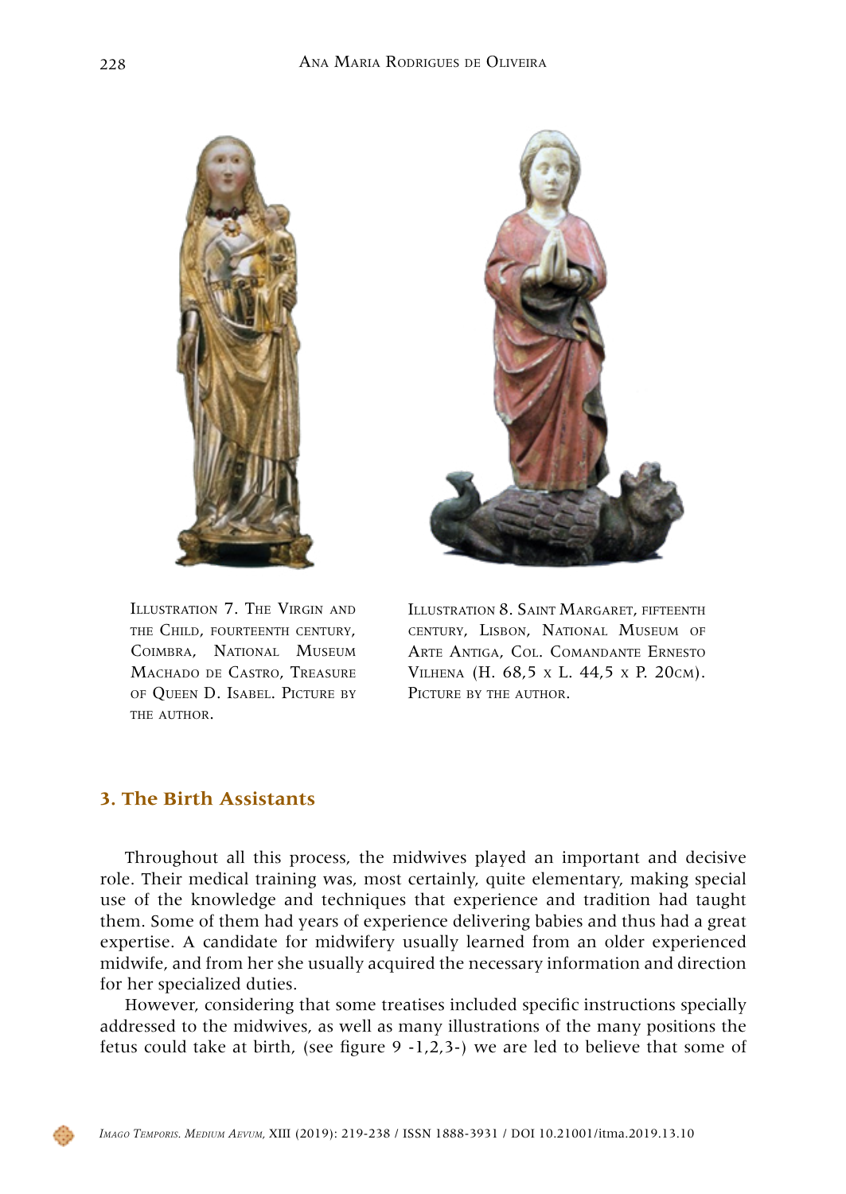Illustration 7. The Virgin and the Child, fourteenth century, Coimbra, National Museum Machado de Castro, Treasure of Queen D. Isabel. Picture by the author.

Illustration 8. Saint Margaret, fifteenth century, Lisbon, National Museum of Arte Antiga, Col. Comandante Ernesto Vilhena (H. 68,5 x L. 44,5 x P. 20cm). Picture by the author.

## 3. The Birth Assistants

Throughout all this process, the midwives played an important and decisive role. Their medical training was, most certainly, quite elementary, making special use of the knowledge and techniques that experience and tradition had taught them. Some of them had years of experience delivering babies and thus had a great expertise. A candidate for midwifery usually learned from an older experienced midwife, and from her she usually acquired the necessary information and direction for her specialized duties.

However, considering that some treatises included specific instructions specially addressed to the midwives, as well as many illustrations of the many positions the fetus could take at birth, (see figure 9 -1,2,3-) we are led to believe that some of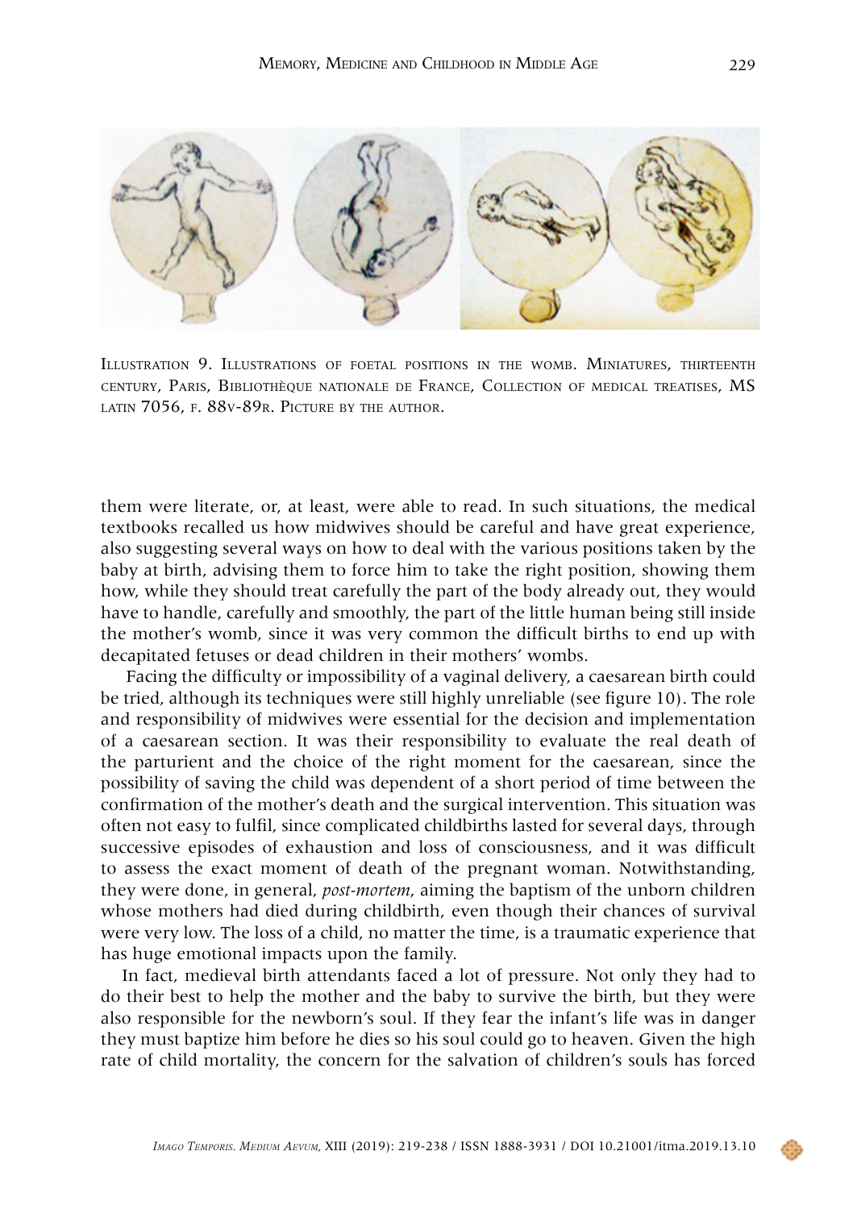Illustration 9. Illustrations of foetal positions in the womb. Miniatures, thirteenth century, Paris, Bibliothèque nationale de France, Collection of medical treatises, MS latin 7056, f. 88v-89r. Picture by the author.

them were literate, or, at least, were able to read. In such situations, the medical textbooks recalled us how midwives should be careful and have great experience, also suggesting several ways on how to deal with the various positions taken by the baby at birth, advising them to force him to take the right position, showing them how, while they should treat carefully the part of the body already out, they would have to handle, carefully and smoothly, the part of the little human being still inside the mother's womb, since it was very common the difficult births to end up with decapitated fetuses or dead children in their mothers' wombs.

Facing the difficulty or impossibility of a vaginal delivery, a caesarean birth could be tried, although its techniques were still highly unreliable (see figure 10). The role and responsibility of midwives were essential for the decision and implementation of a caesarean section. It was their responsibility to evaluate the real death of the parturient and the choice of the right moment for the caesarean, since the possibility of saving the child was dependent of a short period of time between the confirmation of the mother's death and the surgical intervention. This situation was often not easy to fulfil, since complicated childbirths lasted for several days, through successive episodes of exhaustion and loss of consciousness, and it was difficult to assess the exact moment of death of the pregnant woman. Notwithstanding, they were done, in general, *post-mortem*, aiming the baptism of the unborn children whose mothers had died during childbirth, even though their chances of survival were very low. The loss of a child, no matter the time, is a traumatic experience that has huge emotional impacts upon the family.

In fact, medieval birth attendants faced a lot of pressure. Not only they had to do their best to help the mother and the baby to survive the birth, but they were also responsible for the newborn's soul. If they fear the infant's life was in danger they must baptize him before he dies so his soul could go to heaven. Given the high rate of child mortality, the concern for the salvation of children's souls has forced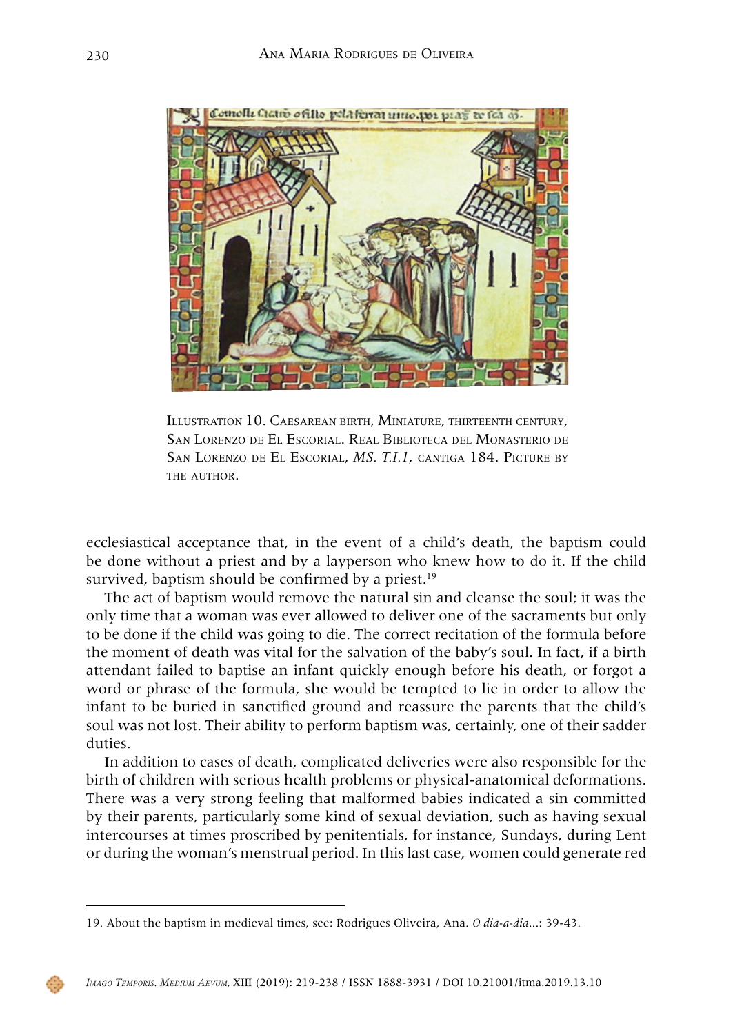Illustration 10. Caesarean birth, Miniature, thirteenth century, San Lorenzo de El Escorial. Real Biblioteca del Monasterio de San Lorenzo de El Escorial, *MS. T.I.1*, cantiga 184. Picture by the author.

ecclesiastical acceptance that, in the event of a child's death, the baptism could be done without a priest and by a layperson who knew how to do it. If the child survived, baptism should be confirmed by a priest.[19]

The act of baptism would remove the natural sin and cleanse the soul; it was the only time that a woman was ever allowed to deliver one of the sacraments but only to be done if the child was going to die. The correct recitation of the formula before the moment of death was vital for the salvation of the baby's soul. In fact, if a birth attendant failed to baptise an infant quickly enough before his death, or forgot a word or phrase of the formula, she would be tempted to lie in order to allow the infant to be buried in sanctified ground and reassure the parents that the child's soul was not lost. Their ability to perform baptism was, certainly, one of their sadder duties.

In addition to cases of death, complicated deliveries were also responsible for the birth of children with serious health problems or physical-anatomical deformations. There was a very strong feeling that malformed babies indicated a sin committed by their parents, particularly some kind of sexual deviation, such as having sexual intercourses at times proscribed by penitentials, for instance, Sundays, during Lent or during the woman's menstrual period. In this last case, women could generate red

19. About the baptism in medieval times, see: Rodrigues Oliveira, Ana. *O dia-a-dia*...: 39-43.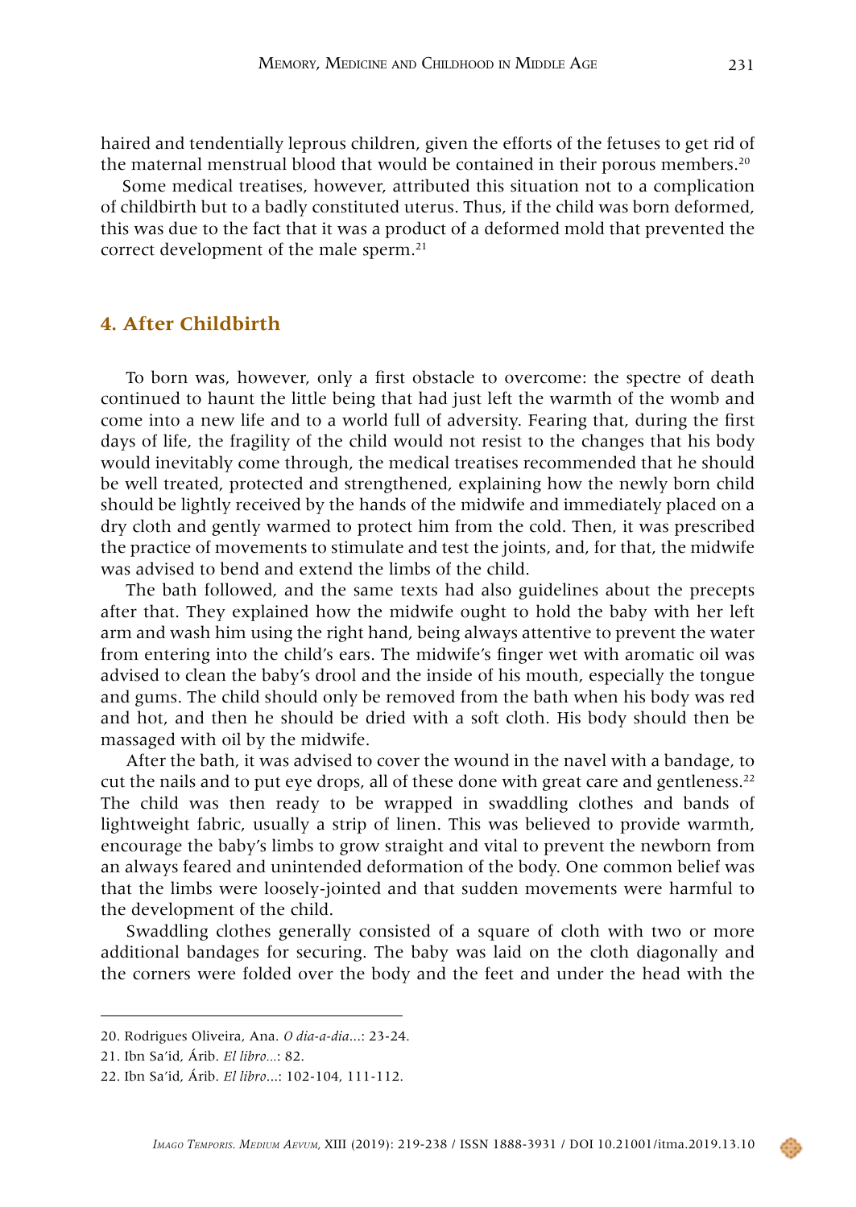haired and tendentially leprous children, given the efforts of the fetuses to get rid of the maternal menstrual blood that would be contained in their porous members.[20]

Some medical treatises, however, attributed this situation not to a complication of childbirth but to a badly constituted uterus. Thus, if the child was born deformed, this was due to the fact that it was a product of a deformed mold that prevented the correct development of the male sperm.[21]

## 4. After Childbirth

To born was, however, only a first obstacle to overcome: the spectre of death continued to haunt the little being that had just left the warmth of the womb and come into a new life and to a world full of adversity. Fearing that, during the first days of life, the fragility of the child would not resist to the changes that his body would inevitably come through, the medical treatises recommended that he should be well treated, protected and strengthened, explaining how the newly born child should be lightly received by the hands of the midwife and immediately placed on a dry cloth and gently warmed to protect him from the cold. Then, it was prescribed the practice of movements to stimulate and test the joints, and, for that, the midwife was advised to bend and extend the limbs of the child.

The bath followed, and the same texts had also guidelines about the precepts after that. They explained how the midwife ought to hold the baby with her left arm and wash him using the right hand, being always attentive to prevent the water from entering into the child's ears. The midwife's finger wet with aromatic oil was advised to clean the baby's drool and the inside of his mouth, especially the tongue and gums. The child should only be removed from the bath when his body was red and hot, and then he should be dried with a soft cloth. His body should then be massaged with oil by the midwife.

After the bath, it was advised to cover the wound in the navel with a bandage, to cut the nails and to put eye drops, all of these done with great care and gentleness.[22] The child was then ready to be wrapped in swaddling clothes and bands of lightweight fabric, usually a strip of linen. This was believed to provide warmth, encourage the baby's limbs to grow straight and vital to prevent the newborn from an always feared and unintended deformation of the body. One common belief was that the limbs were loosely-jointed and that sudden movements were harmful to the development of the child.

Swaddling clothes generally consisted of a square of cloth with two or more additional bandages for securing. The baby was laid on the cloth diagonally and the corners were folded over the body and the feet and under the head with the

---

20. Rodrigues Oliveira, Ana. *O dia-a-dia...*: 23-24.

21. Ibn Sa'id, Árib. *El libro...*: 82.

22. Ibn Sa'id, Árib. *El libro...*: 102-104, 111-112.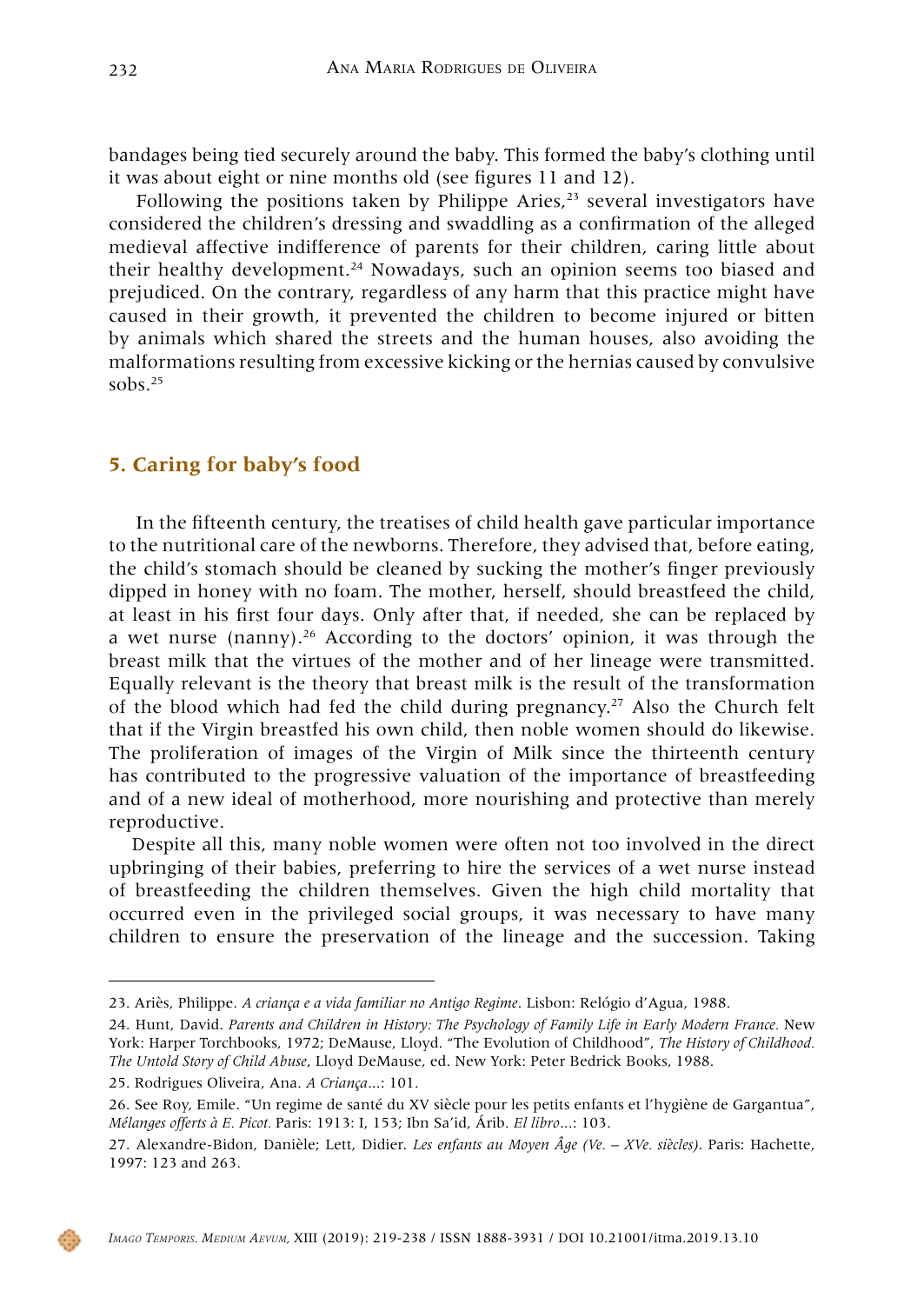bandages being tied securely around the baby. This formed the baby's clothing until it was about eight or nine months old (see figures 11 and 12).

Following the positions taken by Philippe Aries,[23] several investigators have considered the children's dressing and swaddling as a confirmation of the alleged medieval affective indifference of parents for their children, caring little about their healthy development.[24] Nowadays, such an opinion seems too biased and prejudiced. On the contrary, regardless of any harm that this practice might have caused in their growth, it prevented the children to become injured or bitten by animals which shared the streets and the human houses, also avoiding the malformations resulting from excessive kicking or the hernias caused by convulsive sobs.[25]

## 5. Caring for baby's food

In the fifteenth century, the treatises of child health gave particular importance to the nutritional care of the newborns. Therefore, they advised that, before eating, the child's stomach should be cleaned by sucking the mother's finger previously dipped in honey with no foam. The mother, herself, should breastfeed the child, at least in his first four days. Only after that, if needed, she can be replaced by a wet nurse (nanny).[26] According to the doctors' opinion, it was through the breast milk that the virtues of the mother and of her lineage were transmitted. Equally relevant is the theory that breast milk is the result of the transformation of the blood which had fed the child during pregnancy.[27] Also the Church felt that if the Virgin breastfed his own child, then noble women should do likewise. The proliferation of images of the Virgin of Milk since the thirteenth century has contributed to the progressive valuation of the importance of breastfeeding and of a new ideal of motherhood, more nourishing and protective than merely reproductive.

Despite all this, many noble women were often not too involved in the direct upbringing of their babies, preferring to hire the services of a wet nurse instead of breastfeeding the children themselves. Given the high child mortality that occurred even in the privileged social groups, it was necessary to have many children to ensure the preservation of the lineage and the succession. Taking

---

23. Ariès, Philippe. *A criança e a vida familiar no Antigo Regime*. Lisbon: Relógio d'Agua, 1988.

24. Hunt, David. *Parents and Children in History: The Psychology of Family Life in Early Modern France.* New York: Harper Torchbooks, 1972; DeMause, Lloyd. "The Evolution of Childhood", *The History of Childhood. The Untold Story of Child Abuse*, Lloyd DeMause, ed. New York: Peter Bedrick Books, 1988.

25. Rodrigues Oliveira, Ana. *A Criança*...: 101.

26. See Roy, Emile. "Un regime de santé du XV siècle pour les petits enfants et l'hygiène de Gargantua", *Mélanges offerts à E. Picot.* Paris: 1913: I, 153; Ibn Sa'id, Árib. *El libro*...: 103.

27. Alexandre-Bidon, Danièle; Lett, Didier. *Les enfants au Moyen Âge (Ve. – XVe. siècles).* Paris: Hachette, 1997: 123 and 263.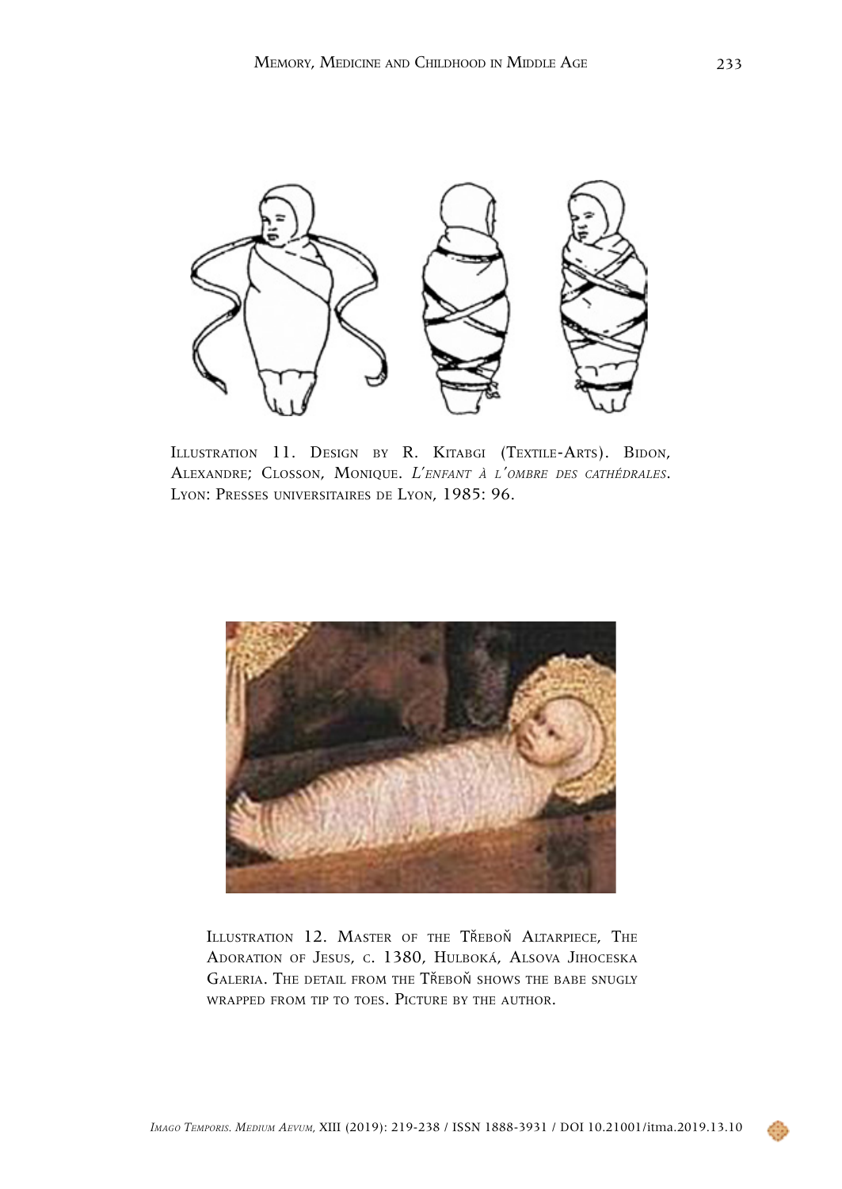Illustration 11. Design by R. Kitabgi (Textile-Arts). Bidon, Alexandre; Closson, Monique. *L'enfant à l'ombre des cathédrales*. Lyon: Presses universitaires de Lyon, 1985: 96.

Illustration 12. Master of the Třeboň Altarpiece, The Adoration of Jesus, c. 1380, Hulboká, Alsova Jihoceska Galeria. The detail from the Třeboň shows the babe snugly wrapped from tip to toes. Picture by the author.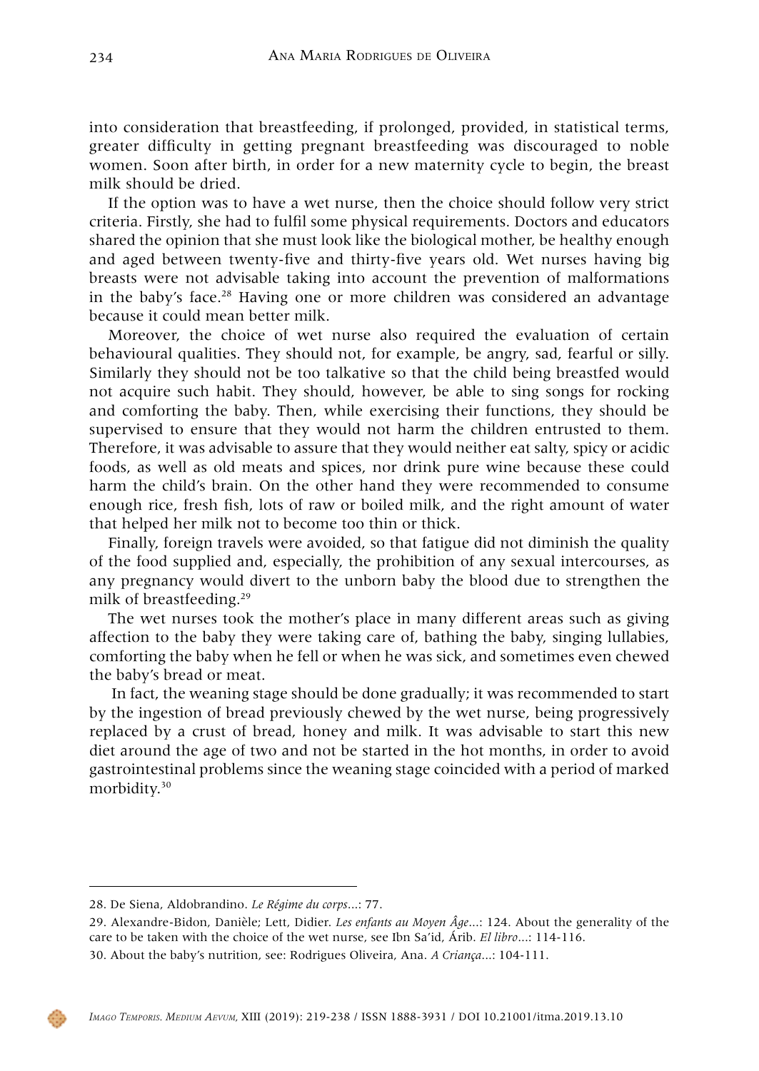into consideration that breastfeeding, if prolonged, provided, in statistical terms, greater difficulty in getting pregnant breastfeeding was discouraged to noble women. Soon after birth, in order for a new maternity cycle to begin, the breast milk should be dried.

If the option was to have a wet nurse, then the choice should follow very strict criteria. Firstly, she had to fulfil some physical requirements. Doctors and educators shared the opinion that she must look like the biological mother, be healthy enough and aged between twenty-five and thirty-five years old. Wet nurses having big breasts were not advisable taking into account the prevention of malformations in the baby's face.[28] Having one or more children was considered an advantage because it could mean better milk.

Moreover, the choice of wet nurse also required the evaluation of certain behavioural qualities. They should not, for example, be angry, sad, fearful or silly. Similarly they should not be too talkative so that the child being breastfed would not acquire such habit. They should, however, be able to sing songs for rocking and comforting the baby. Then, while exercising their functions, they should be supervised to ensure that they would not harm the children entrusted to them. Therefore, it was advisable to assure that they would neither eat salty, spicy or acidic foods, as well as old meats and spices, nor drink pure wine because these could harm the child's brain. On the other hand they were recommended to consume enough rice, fresh fish, lots of raw or boiled milk, and the right amount of water that helped her milk not to become too thin or thick.

Finally, foreign travels were avoided, so that fatigue did not diminish the quality of the food supplied and, especially, the prohibition of any sexual intercourses, as any pregnancy would divert to the unborn baby the blood due to strengthen the milk of breastfeeding.[29]

The wet nurses took the mother's place in many different areas such as giving affection to the baby they were taking care of, bathing the baby, singing lullabies, comforting the baby when he fell or when he was sick, and sometimes even chewed the baby's bread or meat.

In fact, the weaning stage should be done gradually; it was recommended to start by the ingestion of bread previously chewed by the wet nurse, being progressively replaced by a crust of bread, honey and milk. It was advisable to start this new diet around the age of two and not be started in the hot months, in order to avoid gastrointestinal problems since the weaning stage coincided with a period of marked morbidity.[30]

---

28. De Siena, Aldobrandino. *Le Régime du corps*...: 77.

29. Alexandre-Bidon, Danièle; Lett, Didier. *Les enfants au Moyen Âge*...: 124. About the generality of the care to be taken with the choice of the wet nurse, see Ibn Sa'id, Árib. *El libro*...: 114-116.

30. About the baby's nutrition, see: Rodrigues Oliveira, Ana. *A Criança*...: 104-111.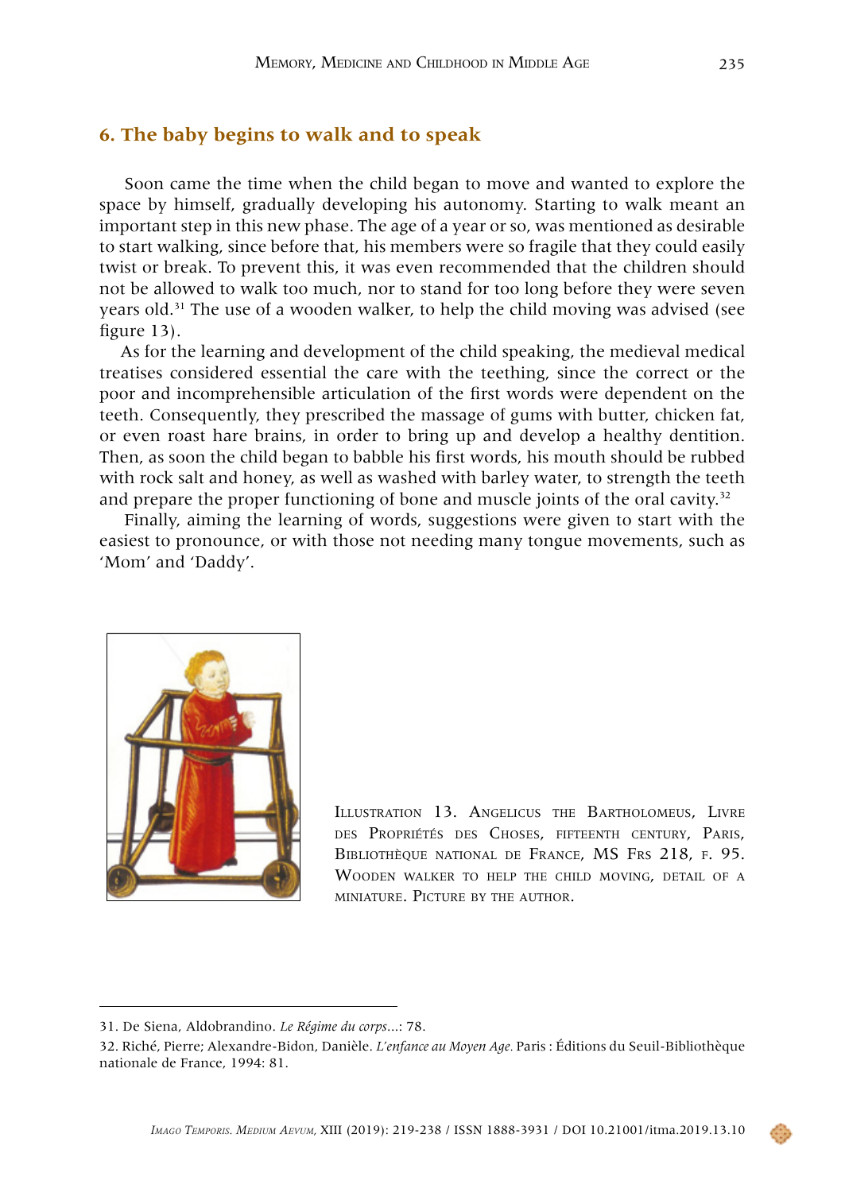## 6. The baby begins to walk and to speak

Soon came the time when the child began to move and wanted to explore the space by himself, gradually developing his autonomy. Starting to walk meant an important step in this new phase. The age of a year or so, was mentioned as desirable to start walking, since before that, his members were so fragile that they could easily twist or break. To prevent this, it was even recommended that the children should not be allowed to walk too much, nor to stand for too long before they were seven years old.[31] The use of a wooden walker, to help the child moving was advised (see figure 13).

As for the learning and development of the child speaking, the medieval medical treatises considered essential the care with the teething, since the correct or the poor and incomprehensible articulation of the first words were dependent on the teeth. Consequently, they prescribed the massage of gums with butter, chicken fat, or even roast hare brains, in order to bring up and develop a healthy dentition. Then, as soon the child began to babble his first words, his mouth should be rubbed with rock salt and honey, as well as washed with barley water, to strength the teeth and prepare the proper functioning of bone and muscle joints of the oral cavity.[32]

Finally, aiming the learning of words, suggestions were given to start with the easiest to pronounce, or with those not needing many tongue movements, such as 'Mom' and 'Daddy'.

Illustration 13. Angelicus the Bartholomeus, Livre des Propriétés des Choses, fifteenth century, Paris, Bibliothèque national de France, MS Frs 218, f. 95. Wooden walker to help the child moving, detail of a miniature. Picture by the author.

---

31. De Siena, Aldobrandino. *Le Régime du corps*...: 78.

32. Riché, Pierre; Alexandre-Bidon, Danièle. *L'enfance au Moyen Age*. Paris : Éditions du Seuil-Bibliothèque nationale de France, 1994: 81.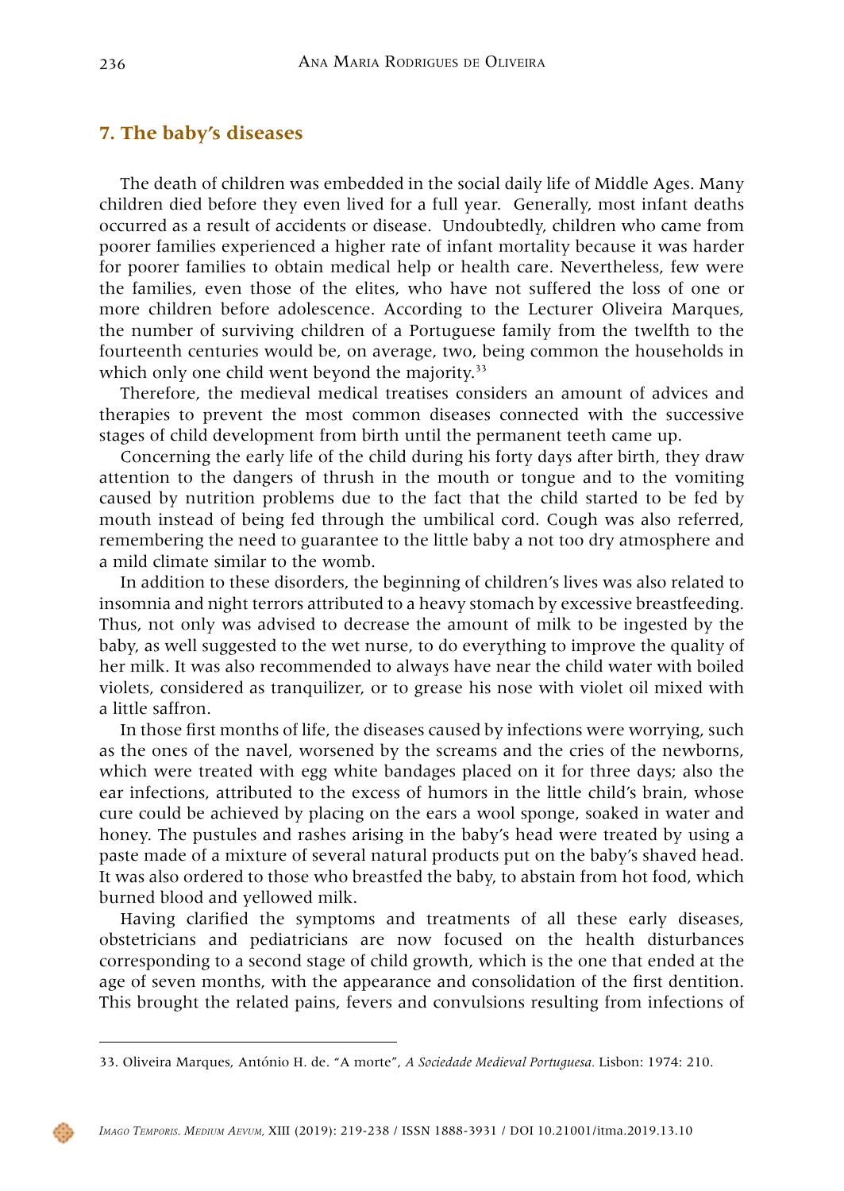## 7. The baby's diseases

The death of children was embedded in the social daily life of Middle Ages. Many children died before they even lived for a full year. Generally, most infant deaths occurred as a result of accidents or disease. Undoubtedly, children who came from poorer families experienced a higher rate of infant mortality because it was harder for poorer families to obtain medical help or health care. Nevertheless, few were the families, even those of the elites, who have not suffered the loss of one or more children before adolescence. According to the Lecturer Oliveira Marques, the number of surviving children of a Portuguese family from the twelfth to the fourteenth centuries would be, on average, two, being common the households in which only one child went beyond the majority.[33]

Therefore, the medieval medical treatises considers an amount of advices and therapies to prevent the most common diseases connected with the successive stages of child development from birth until the permanent teeth came up.

Concerning the early life of the child during his forty days after birth, they draw attention to the dangers of thrush in the mouth or tongue and to the vomiting caused by nutrition problems due to the fact that the child started to be fed by mouth instead of being fed through the umbilical cord. Cough was also referred, remembering the need to guarantee to the little baby a not too dry atmosphere and a mild climate similar to the womb.

In addition to these disorders, the beginning of children's lives was also related to insomnia and night terrors attributed to a heavy stomach by excessive breastfeeding. Thus, not only was advised to decrease the amount of milk to be ingested by the baby, as well suggested to the wet nurse, to do everything to improve the quality of her milk. It was also recommended to always have near the child water with boiled violets, considered as tranquilizer, or to grease his nose with violet oil mixed with a little saffron.

In those first months of life, the diseases caused by infections were worrying, such as the ones of the navel, worsened by the screams and the cries of the newborns, which were treated with egg white bandages placed on it for three days; also the ear infections, attributed to the excess of humors in the little child's brain, whose cure could be achieved by placing on the ears a wool sponge, soaked in water and honey. The pustules and rashes arising in the baby's head were treated by using a paste made of a mixture of several natural products put on the baby's shaved head. It was also ordered to those who breastfed the baby, to abstain from hot food, which burned blood and yellowed milk.

Having clarified the symptoms and treatments of all these early diseases, obstetricians and pediatricians are now focused on the health disturbances corresponding to a second stage of child growth, which is the one that ended at the age of seven months, with the appearance and consolidation of the first dentition. This brought the related pains, fevers and convulsions resulting from infections of

---

33. Oliveira Marques, António H. de. "A morte", *A Sociedade Medieval Portuguesa*. Lisbon: 1974: 210.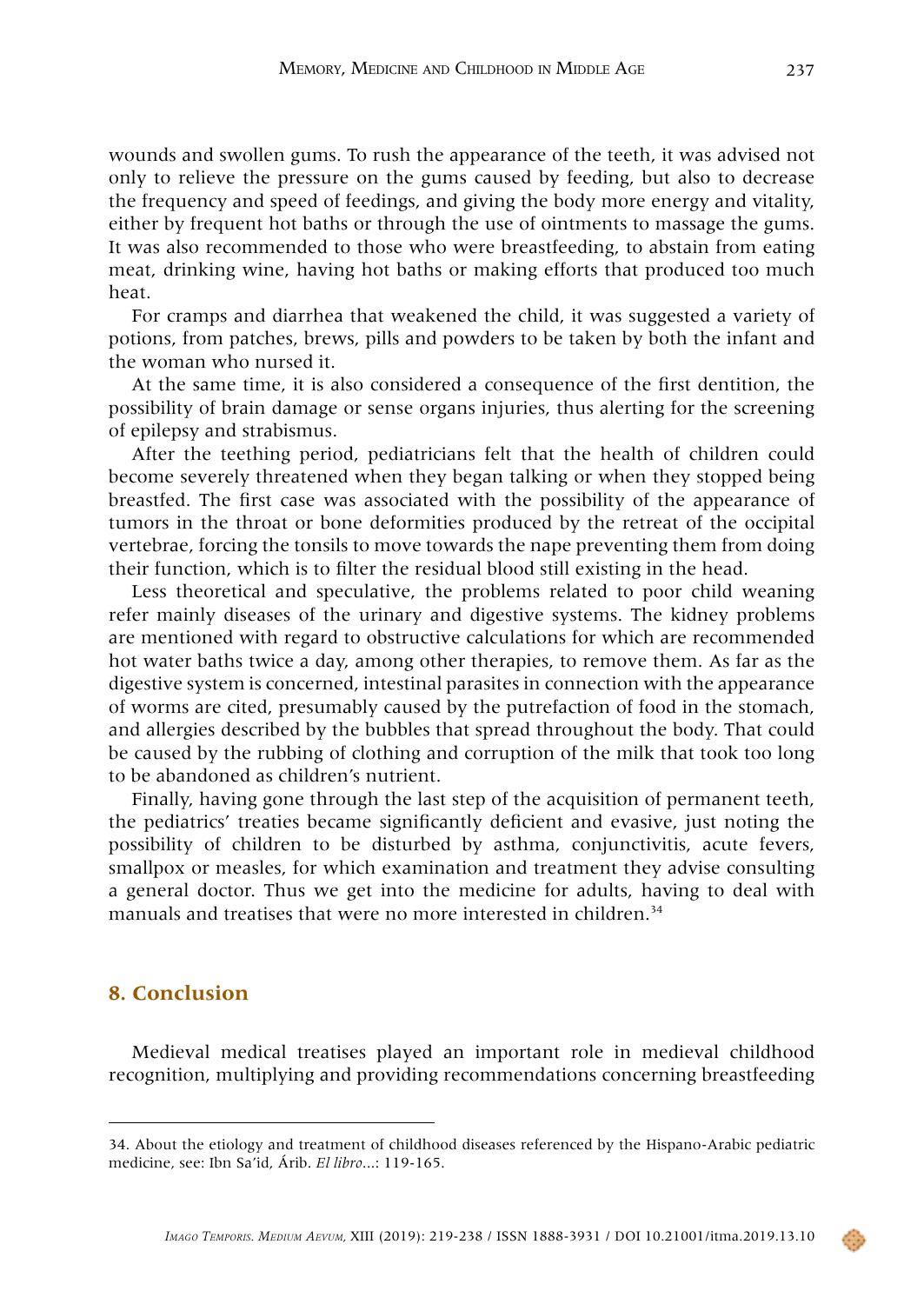wounds and swollen gums. To rush the appearance of the teeth, it was advised not only to relieve the pressure on the gums caused by feeding, but also to decrease the frequency and speed of feedings, and giving the body more energy and vitality, either by frequent hot baths or through the use of ointments to massage the gums. It was also recommended to those who were breastfeeding, to abstain from eating meat, drinking wine, having hot baths or making efforts that produced too much heat.

For cramps and diarrhea that weakened the child, it was suggested a variety of potions, from patches, brews, pills and powders to be taken by both the infant and the woman who nursed it.

At the same time, it is also considered a consequence of the first dentition, the possibility of brain damage or sense organs injuries, thus alerting for the screening of epilepsy and strabismus.

After the teething period, pediatricians felt that the health of children could become severely threatened when they began talking or when they stopped being breastfed. The first case was associated with the possibility of the appearance of tumors in the throat or bone deformities produced by the retreat of the occipital vertebrae, forcing the tonsils to move towards the nape preventing them from doing their function, which is to filter the residual blood still existing in the head.

Less theoretical and speculative, the problems related to poor child weaning refer mainly diseases of the urinary and digestive systems. The kidney problems are mentioned with regard to obstructive calculations for which are recommended hot water baths twice a day, among other therapies, to remove them. As far as the digestive system is concerned, intestinal parasites in connection with the appearance of worms are cited, presumably caused by the putrefaction of food in the stomach, and allergies described by the bubbles that spread throughout the body. That could be caused by the rubbing of clothing and corruption of the milk that took too long to be abandoned as children's nutrient.

Finally, having gone through the last step of the acquisition of permanent teeth, the pediatrics' treaties became significantly deficient and evasive, just noting the possibility of children to be disturbed by asthma, conjunctivitis, acute fevers, smallpox or measles, for which examination and treatment they advise consulting a general doctor. Thus we get into the medicine for adults, having to deal with manuals and treatises that were no more interested in children.[34]

## 8. Conclusion

Medieval medical treatises played an important role in medieval childhood recognition, multiplying and providing recommendations concerning breastfeeding

---

34. About the etiology and treatment of childhood diseases referenced by the Hispano-Arabic pediatric medicine, see: Ibn Sa'id, Árib. *El libro*...: 119-165.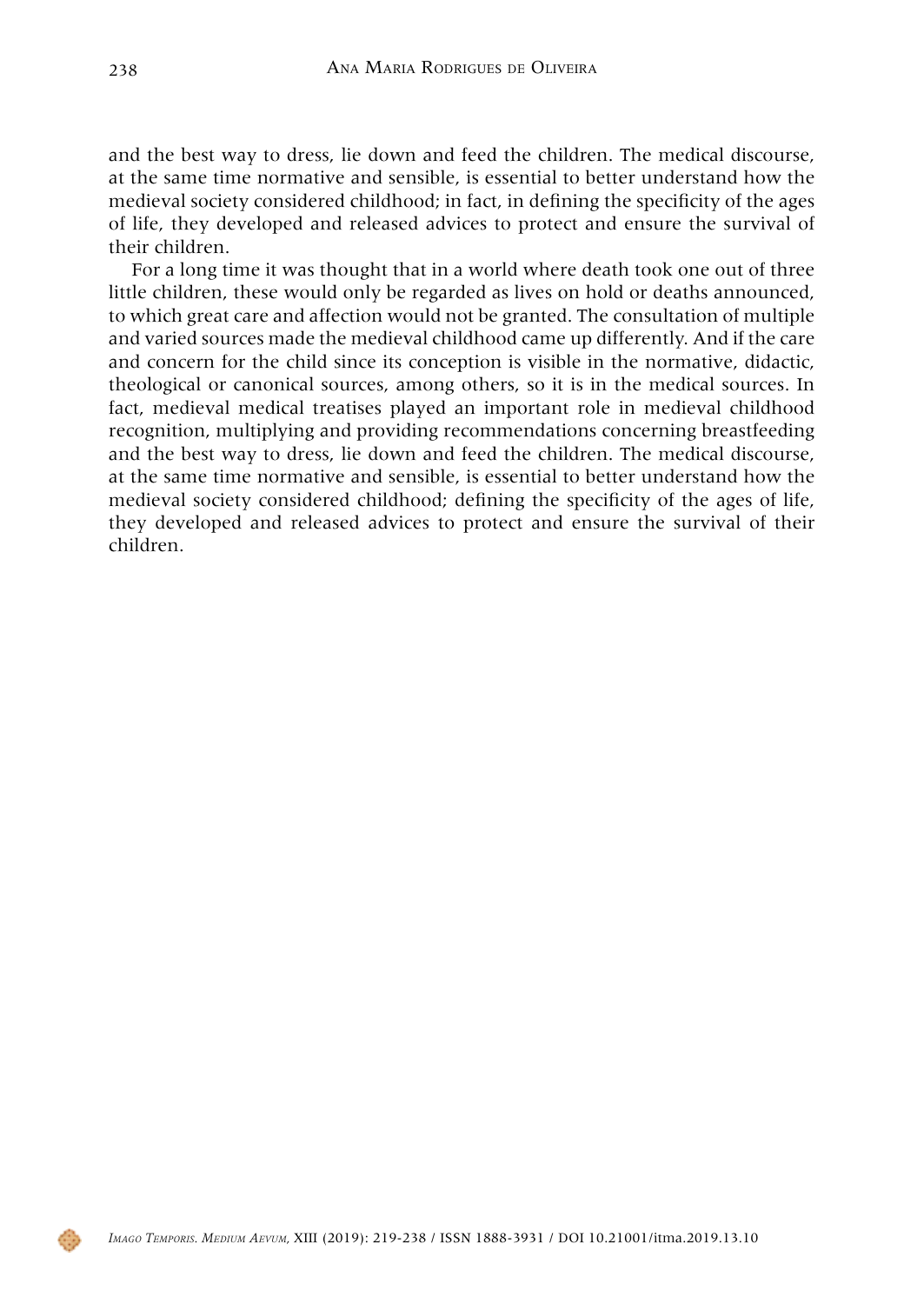and the best way to dress, lie down and feed the children. The medical discourse, at the same time normative and sensible, is essential to better understand how the medieval society considered childhood; in fact, in defining the specificity of the ages of life, they developed and released advices to protect and ensure the survival of their children.

For a long time it was thought that in a world where death took one out of three little children, these would only be regarded as lives on hold or deaths announced, to which great care and affection would not be granted. The consultation of multiple and varied sources made the medieval childhood came up differently. And if the care and concern for the child since its conception is visible in the normative, didactic, theological or canonical sources, among others, so it is in the medical sources. In fact, medieval medical treatises played an important role in medieval childhood recognition, multiplying and providing recommendations concerning breastfeeding and the best way to dress, lie down and feed the children. The medical discourse, at the same time normative and sensible, is essential to better understand how the medieval society considered childhood; defining the specificity of the ages of life, they developed and released advices to protect and ensure the survival of their children.